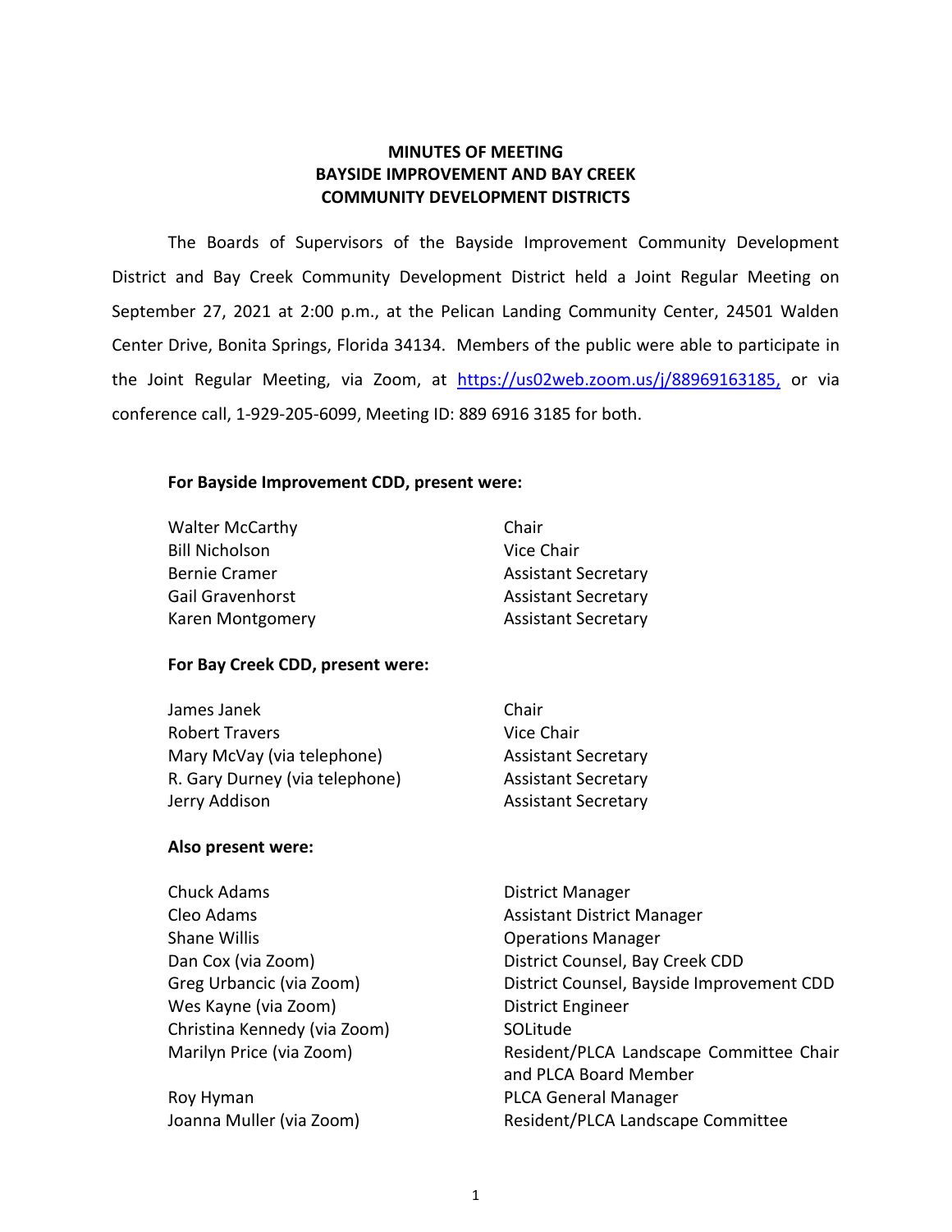**MINUTES OF MEETING**
**BAYSIDE IMPROVEMENT AND BAY CREEK**
**COMMUNITY DEVELOPMENT DISTRICTS**

The Boards of Supervisors of the Bayside Improvement Community Development District and Bay Creek Community Development District held a Joint Regular Meeting on September 27, 2021 at 2:00 p.m., at the Pelican Landing Community Center, 24501 Walden Center Drive, Bonita Springs, Florida 34134. Members of the public were able to participate in the Joint Regular Meeting, via Zoom, at https://us02web.zoom.us/j/88969163185, or via conference call, 1-929-205-6099, Meeting ID: 889 6916 3185 for both.

**For Bayside Improvement CDD, present were:**

| | |
|---|---|
| Walter McCarthy | Chair |
| Bill Nicholson | Vice Chair |
| Bernie Cramer | Assistant Secretary |
| Gail Gravenhorst | Assistant Secretary |
| Karen Montgomery | Assistant Secretary |

**For Bay Creek CDD, present were:**

| | |
|---|---|
| James Janek | Chair |
| Robert Travers | Vice Chair |
| Mary McVay (via telephone) | Assistant Secretary |
| R. Gary Durney (via telephone) | Assistant Secretary |
| Jerry Addison | Assistant Secretary |

**Also present were:**

| | |
|---|---|
| Chuck Adams | District Manager |
| Cleo Adams | Assistant District Manager |
| Shane Willis | Operations Manager |
| Dan Cox (via Zoom) | District Counsel, Bay Creek CDD |
| Greg Urbancic (via Zoom) | District Counsel, Bayside Improvement CDD |
| Wes Kayne (via Zoom) | District Engineer |
| Christina Kennedy (via Zoom) | SOLitude |
| Marilyn Price (via Zoom) | Resident/PLCA Landscape Committee Chair and PLCA Board Member |
| Roy Hyman | PLCA General Manager |
| Joanna Muller (via Zoom) | Resident/PLCA Landscape Committee |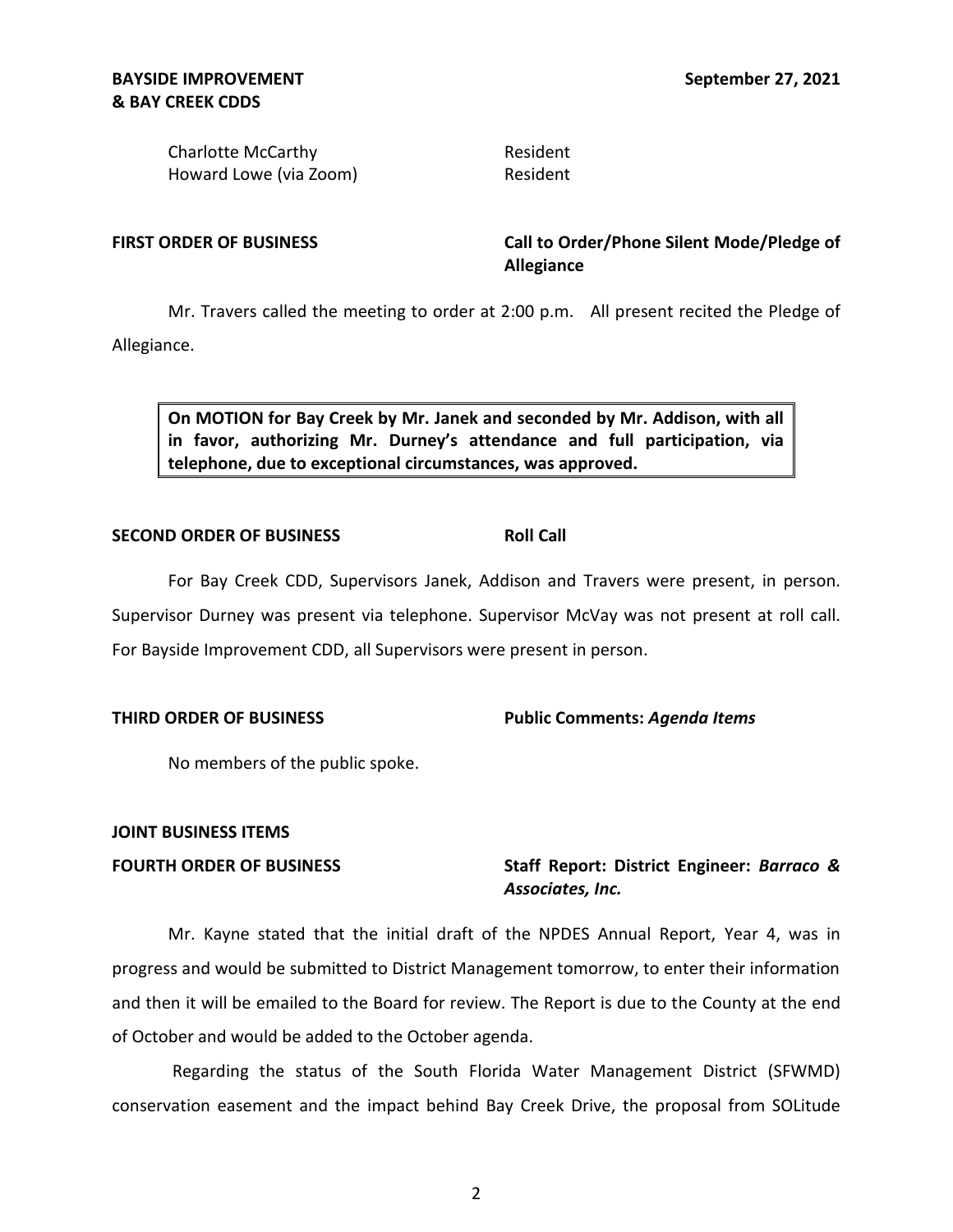Charlotte McCarthy Resident
Howard Lowe (via Zoom) Resident

**FIRST ORDER OF BUSINESS** **Call to Order/Phone Silent Mode/Pledge of Allegiance**

Mr. Travers called the meeting to order at 2:00 p.m. All present recited the Pledge of Allegiance.

> **On MOTION for Bay Creek by Mr. Janek and seconded by Mr. Addison, with all in favor, authorizing Mr. Durney's attendance and full participation, via telephone, due to exceptional circumstances, was approved.**

**SECOND ORDER OF BUSINESS** **Roll Call**

For Bay Creek CDD, Supervisors Janek, Addison and Travers were present, in person. Supervisor Durney was present via telephone. Supervisor McVay was not present at roll call. For Bayside Improvement CDD, all Supervisors were present in person.

**THIRD ORDER OF BUSINESS** **Public Comments: *Agenda Items***

No members of the public spoke.

**JOINT BUSINESS ITEMS**

**FOURTH ORDER OF BUSINESS** **Staff Report: District Engineer: *Barraco & Associates, Inc.***

Mr. Kayne stated that the initial draft of the NPDES Annual Report, Year 4, was in progress and would be submitted to District Management tomorrow, to enter their information and then it will be emailed to the Board for review. The Report is due to the County at the end of October and would be added to the October agenda.

Regarding the status of the South Florida Water Management District (SFWMD) conservation easement and the impact behind Bay Creek Drive, the proposal from SOLitude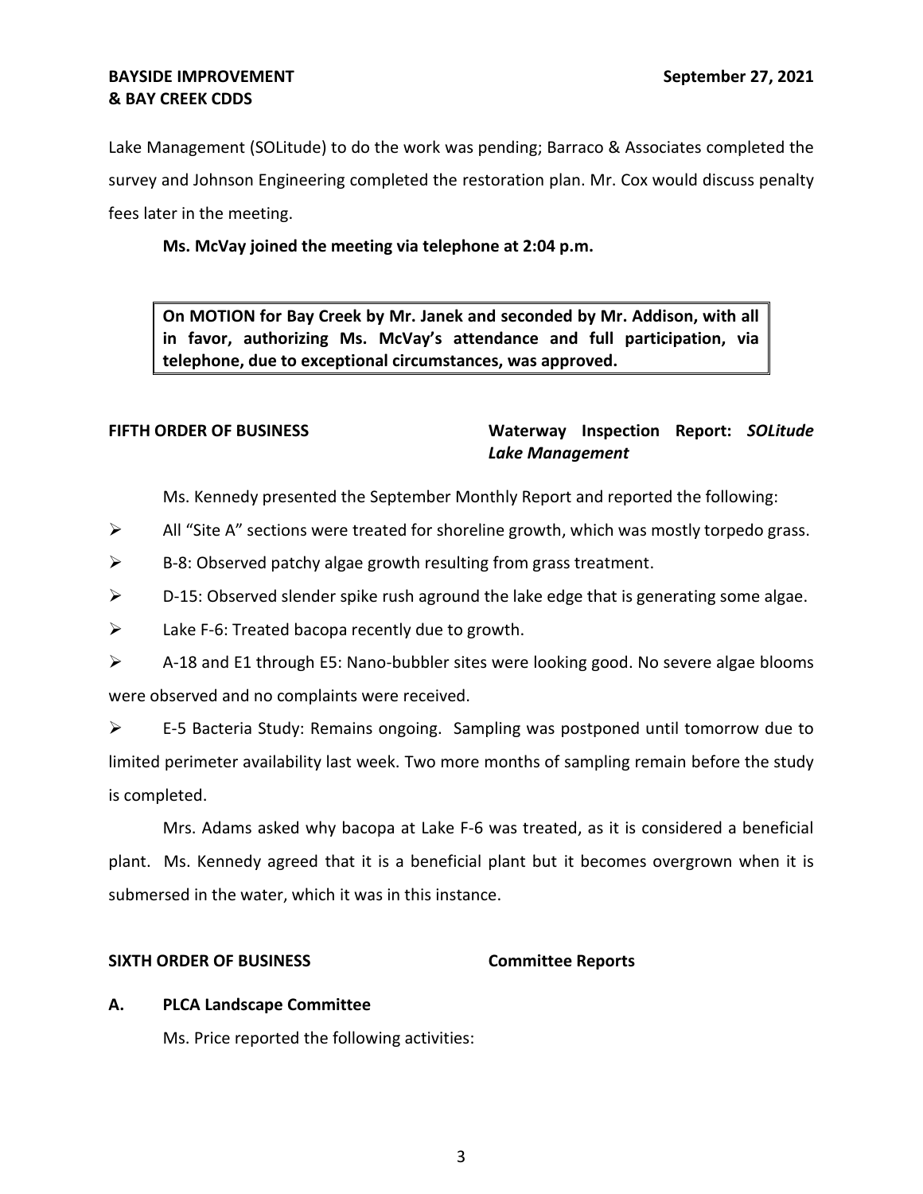Lake Management (SOLitude) to do the work was pending; Barraco & Associates completed the survey and Johnson Engineering completed the restoration plan. Mr. Cox would discuss penalty fees later in the meeting.

**Ms. McVay joined the meeting via telephone at 2:04 p.m.**

> **On MOTION for Bay Creek by Mr. Janek and seconded by Mr. Addison, with all in favor, authorizing Ms. McVay's attendance and full participation, via telephone, due to exceptional circumstances, was approved.**

**FIFTH ORDER OF BUSINESS** **Waterway Inspection Report: *SOLitude Lake Management***

Ms. Kennedy presented the September Monthly Report and reported the following:

- All "Site A" sections were treated for shoreline growth, which was mostly torpedo grass.
- B-8: Observed patchy algae growth resulting from grass treatment.
- D-15: Observed slender spike rush aground the lake edge that is generating some algae.
- Lake F-6: Treated bacopa recently due to growth.
- A-18 and E1 through E5: Nano-bubbler sites were looking good. No severe algae blooms were observed and no complaints were received.
- E-5 Bacteria Study: Remains ongoing. Sampling was postponed until tomorrow due to limited perimeter availability last week. Two more months of sampling remain before the study is completed.

Mrs. Adams asked why bacopa at Lake F-6 was treated, as it is considered a beneficial plant. Ms. Kennedy agreed that it is a beneficial plant but it becomes overgrown when it is submersed in the water, which it was in this instance.

**SIXTH ORDER OF BUSINESS** **Committee Reports**

**A. PLCA Landscape Committee**

Ms. Price reported the following activities: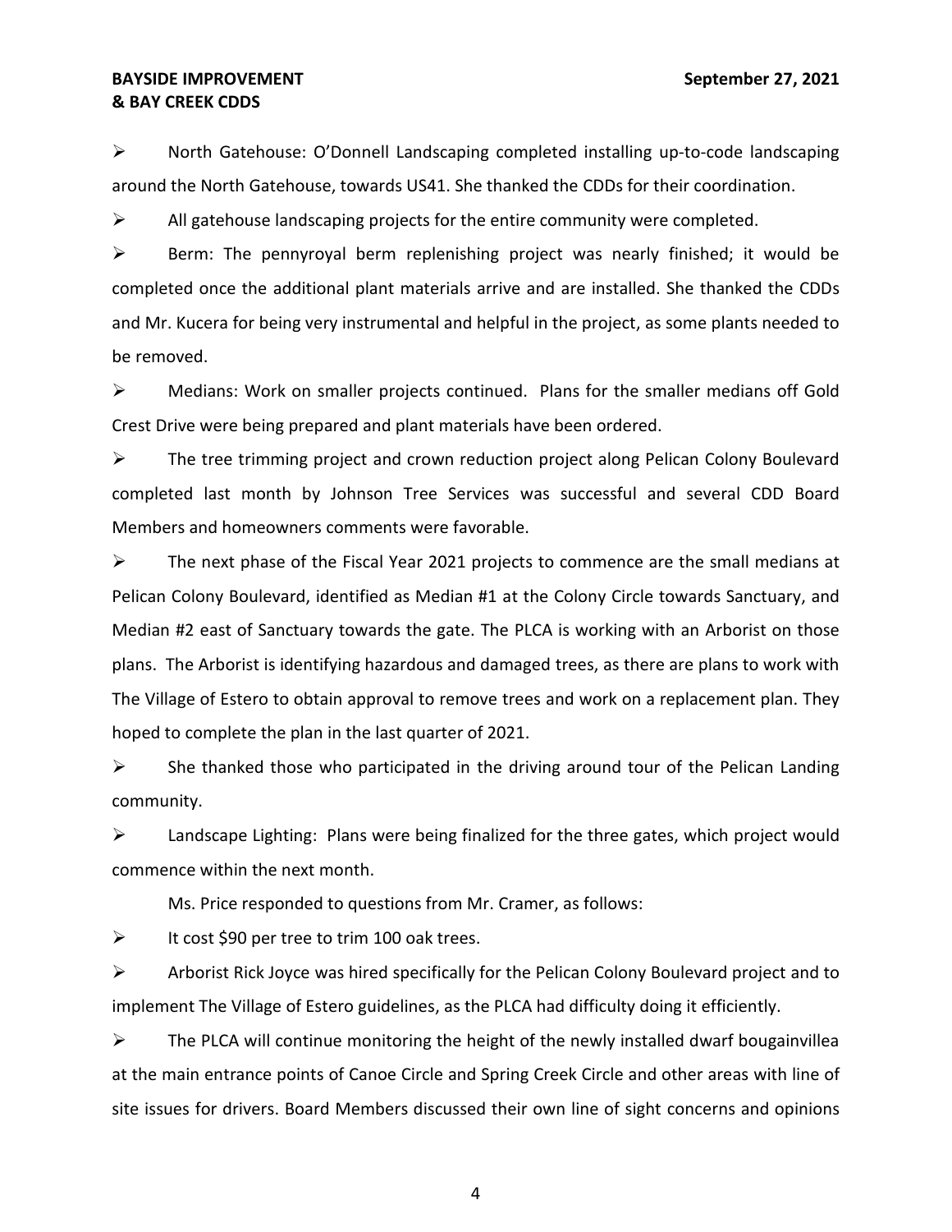- North Gatehouse: O'Donnell Landscaping completed installing up-to-code landscaping around the North Gatehouse, towards US41. She thanked the CDDs for their coordination.
- All gatehouse landscaping projects for the entire community were completed.
- Berm: The pennyroyal berm replenishing project was nearly finished; it would be completed once the additional plant materials arrive and are installed. She thanked the CDDs and Mr. Kucera for being very instrumental and helpful in the project, as some plants needed to be removed.
- Medians: Work on smaller projects continued. Plans for the smaller medians off Gold Crest Drive were being prepared and plant materials have been ordered.
- The tree trimming project and crown reduction project along Pelican Colony Boulevard completed last month by Johnson Tree Services was successful and several CDD Board Members and homeowners comments were favorable.
- The next phase of the Fiscal Year 2021 projects to commence are the small medians at Pelican Colony Boulevard, identified as Median #1 at the Colony Circle towards Sanctuary, and Median #2 east of Sanctuary towards the gate. The PLCA is working with an Arborist on those plans. The Arborist is identifying hazardous and damaged trees, as there are plans to work with The Village of Estero to obtain approval to remove trees and work on a replacement plan. They hoped to complete the plan in the last quarter of 2021.
- She thanked those who participated in the driving around tour of the Pelican Landing community.
- Landscape Lighting: Plans were being finalized for the three gates, which project would commence within the next month.

Ms. Price responded to questions from Mr. Cramer, as follows:

- It cost $90 per tree to trim 100 oak trees.
- Arborist Rick Joyce was hired specifically for the Pelican Colony Boulevard project and to implement The Village of Estero guidelines, as the PLCA had difficulty doing it efficiently.
- The PLCA will continue monitoring the height of the newly installed dwarf bougainvillea at the main entrance points of Canoe Circle and Spring Creek Circle and other areas with line of site issues for drivers. Board Members discussed their own line of sight concerns and opinions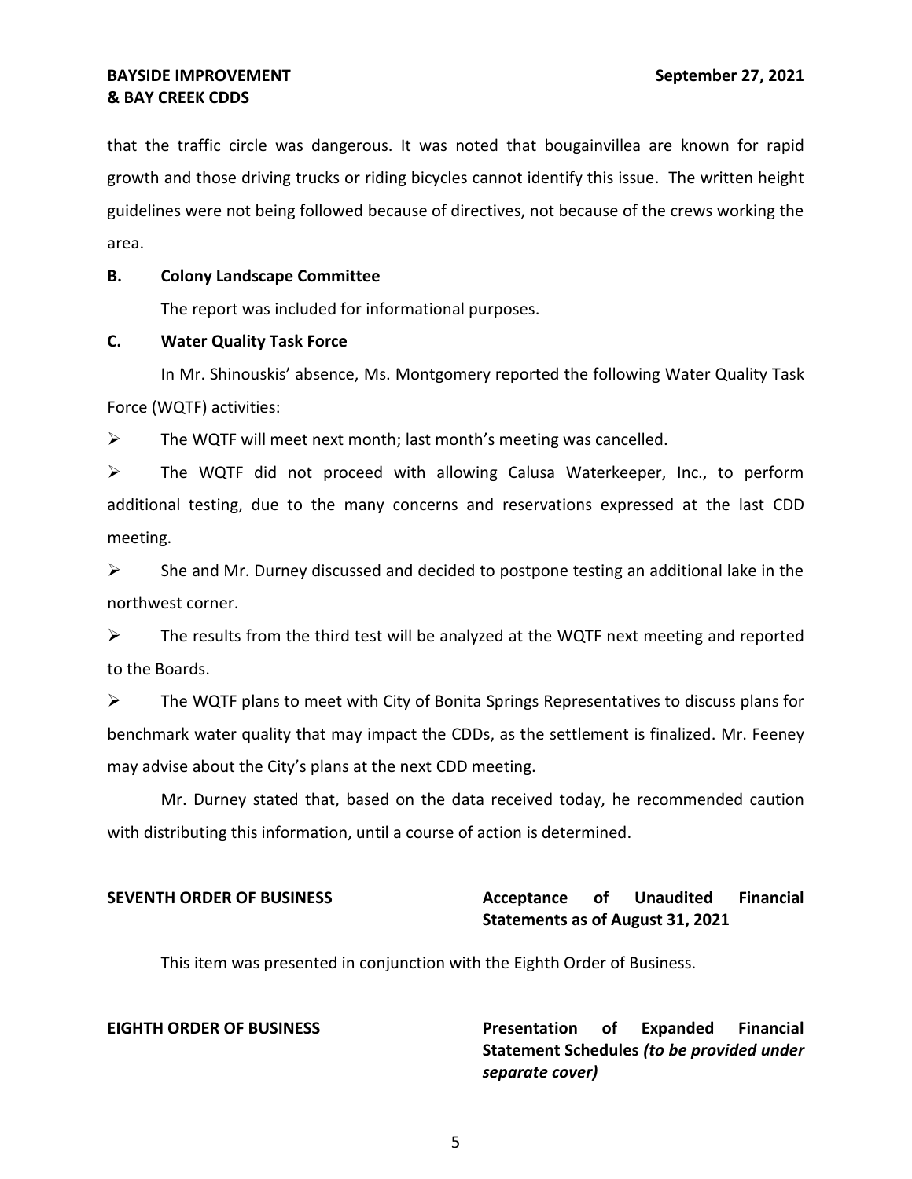that the traffic circle was dangerous. It was noted that bougainvillea are known for rapid growth and those driving trucks or riding bicycles cannot identify this issue. The written height guidelines were not being followed because of directives, not because of the crews working the area.

**B. Colony Landscape Committee**

The report was included for informational purposes.

**C. Water Quality Task Force**

In Mr. Shinouskis' absence, Ms. Montgomery reported the following Water Quality Task Force (WQTF) activities:

- The WQTF will meet next month; last month's meeting was cancelled.
- The WQTF did not proceed with allowing Calusa Waterkeeper, Inc., to perform additional testing, due to the many concerns and reservations expressed at the last CDD meeting.
- She and Mr. Durney discussed and decided to postpone testing an additional lake in the northwest corner.
- The results from the third test will be analyzed at the WQTF next meeting and reported to the Boards.
- The WQTF plans to meet with City of Bonita Springs Representatives to discuss plans for benchmark water quality that may impact the CDDs, as the settlement is finalized. Mr. Feeney may advise about the City's plans at the next CDD meeting.

Mr. Durney stated that, based on the data received today, he recommended caution with distributing this information, until a course of action is determined.

**SEVENTH ORDER OF BUSINESS** **Acceptance of Unaudited Financial Statements as of August 31, 2021**

This item was presented in conjunction with the Eighth Order of Business.

**EIGHTH ORDER OF BUSINESS** **Presentation of Expanded Financial Statement Schedules *(to be provided under separate cover)***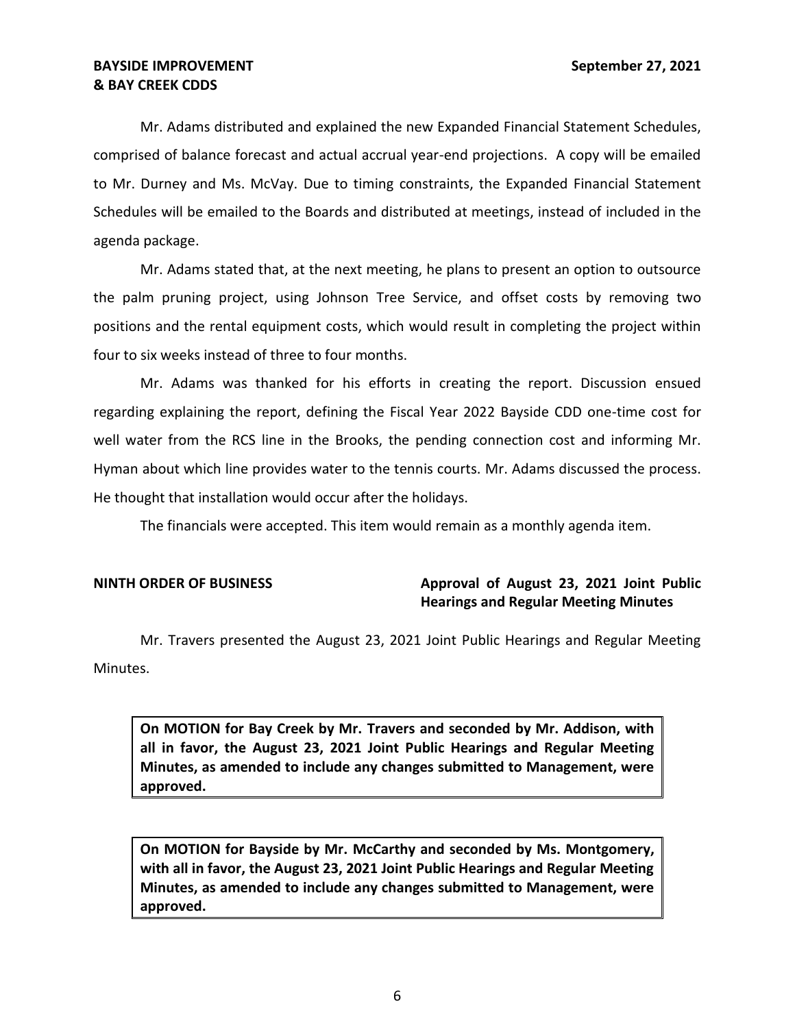Mr. Adams distributed and explained the new Expanded Financial Statement Schedules, comprised of balance forecast and actual accrual year-end projections. A copy will be emailed to Mr. Durney and Ms. McVay. Due to timing constraints, the Expanded Financial Statement Schedules will be emailed to the Boards and distributed at meetings, instead of included in the agenda package.

Mr. Adams stated that, at the next meeting, he plans to present an option to outsource the palm pruning project, using Johnson Tree Service, and offset costs by removing two positions and the rental equipment costs, which would result in completing the project within four to six weeks instead of three to four months.

Mr. Adams was thanked for his efforts in creating the report. Discussion ensued regarding explaining the report, defining the Fiscal Year 2022 Bayside CDD one-time cost for well water from the RCS line in the Brooks, the pending connection cost and informing Mr. Hyman about which line provides water to the tennis courts. Mr. Adams discussed the process. He thought that installation would occur after the holidays.

The financials were accepted. This item would remain as a monthly agenda item.

**NINTH ORDER OF BUSINESS** **Approval of August 23, 2021 Joint Public Hearings and Regular Meeting Minutes**

Mr. Travers presented the August 23, 2021 Joint Public Hearings and Regular Meeting Minutes.

**On MOTION for Bay Creek by Mr. Travers and seconded by Mr. Addison, with all in favor, the August 23, 2021 Joint Public Hearings and Regular Meeting Minutes, as amended to include any changes submitted to Management, were approved.**

**On MOTION for Bayside by Mr. McCarthy and seconded by Ms. Montgomery, with all in favor, the August 23, 2021 Joint Public Hearings and Regular Meeting Minutes, as amended to include any changes submitted to Management, were approved.**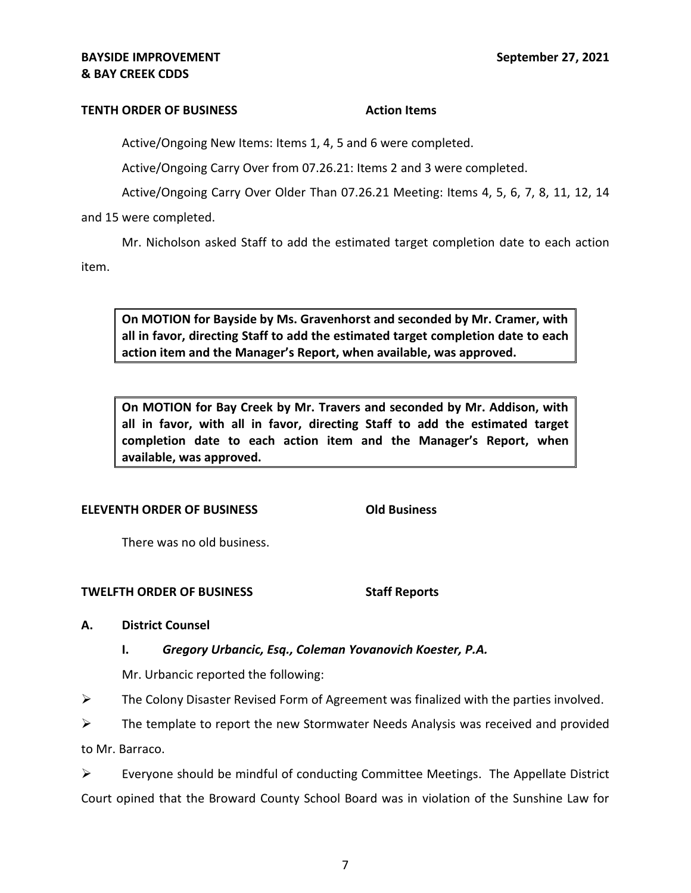**TENTH ORDER OF BUSINESS** **Action Items**

Active/Ongoing New Items: Items 1, 4, 5 and 6 were completed.

Active/Ongoing Carry Over from 07.26.21: Items 2 and 3 were completed.

Active/Ongoing Carry Over Older Than 07.26.21 Meeting: Items 4, 5, 6, 7, 8, 11, 12, 14 and 15 were completed.

Mr. Nicholson asked Staff to add the estimated target completion date to each action item.

> **On MOTION for Bayside by Ms. Gravenhorst and seconded by Mr. Cramer, with all in favor, directing Staff to add the estimated target completion date to each action item and the Manager's Report, when available, was approved.**

> **On MOTION for Bay Creek by Mr. Travers and seconded by Mr. Addison, with all in favor, with all in favor, directing Staff to add the estimated target completion date to each action item and the Manager's Report, when available, was approved.**

**ELEVENTH ORDER OF BUSINESS** **Old Business**

There was no old business.

**TWELFTH ORDER OF BUSINESS** **Staff Reports**

**A. District Counsel**

**I. *Gregory Urbancic, Esq., Coleman Yovanovich Koester, P.A.***

Mr. Urbancic reported the following:

- The Colony Disaster Revised Form of Agreement was finalized with the parties involved.
- The template to report the new Stormwater Needs Analysis was received and provided to Mr. Barraco.
- Everyone should be mindful of conducting Committee Meetings. The Appellate District Court opined that the Broward County School Board was in violation of the Sunshine Law for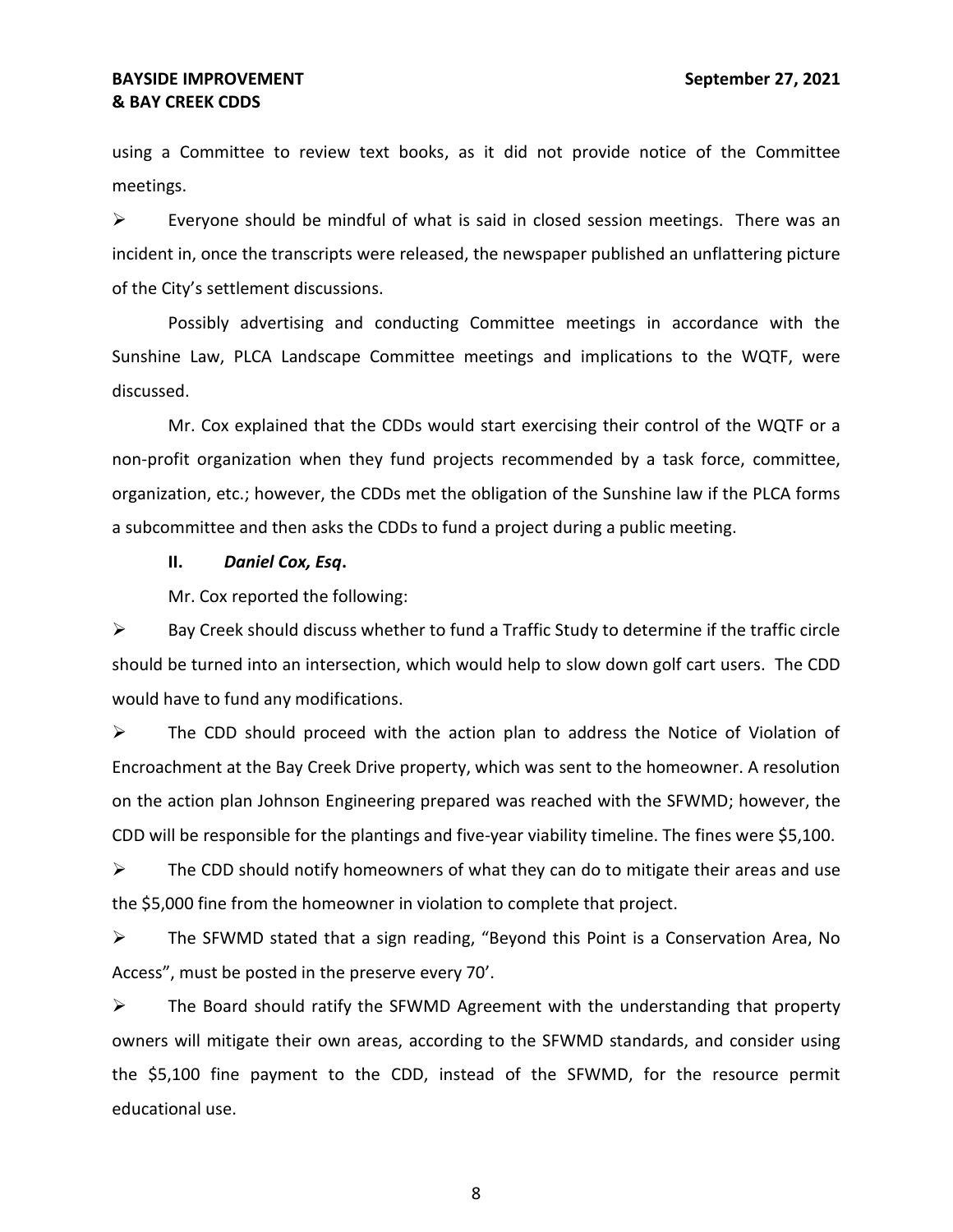using a Committee to review text books, as it did not provide notice of the Committee meetings.

- Everyone should be mindful of what is said in closed session meetings. There was an incident in, once the transcripts were released, the newspaper published an unflattering picture of the City's settlement discussions.

Possibly advertising and conducting Committee meetings in accordance with the Sunshine Law, PLCA Landscape Committee meetings and implications to the WQTF, were discussed.

Mr. Cox explained that the CDDs would start exercising their control of the WQTF or a non-profit organization when they fund projects recommended by a task force, committee, organization, etc.; however, the CDDs met the obligation of the Sunshine law if the PLCA forms a subcommittee and then asks the CDDs to fund a project during a public meeting.

**II. *Daniel Cox, Esq*.**

Mr. Cox reported the following:

- Bay Creek should discuss whether to fund a Traffic Study to determine if the traffic circle should be turned into an intersection, which would help to slow down golf cart users. The CDD would have to fund any modifications.
- The CDD should proceed with the action plan to address the Notice of Violation of Encroachment at the Bay Creek Drive property, which was sent to the homeowner. A resolution on the action plan Johnson Engineering prepared was reached with the SFWMD; however, the CDD will be responsible for the plantings and five-year viability timeline. The fines were $5,100.
- The CDD should notify homeowners of what they can do to mitigate their areas and use the $5,000 fine from the homeowner in violation to complete that project.
- The SFWMD stated that a sign reading, "Beyond this Point is a Conservation Area, No Access", must be posted in the preserve every 70'.
- The Board should ratify the SFWMD Agreement with the understanding that property owners will mitigate their own areas, according to the SFWMD standards, and consider using the $5,100 fine payment to the CDD, instead of the SFWMD, for the resource permit educational use.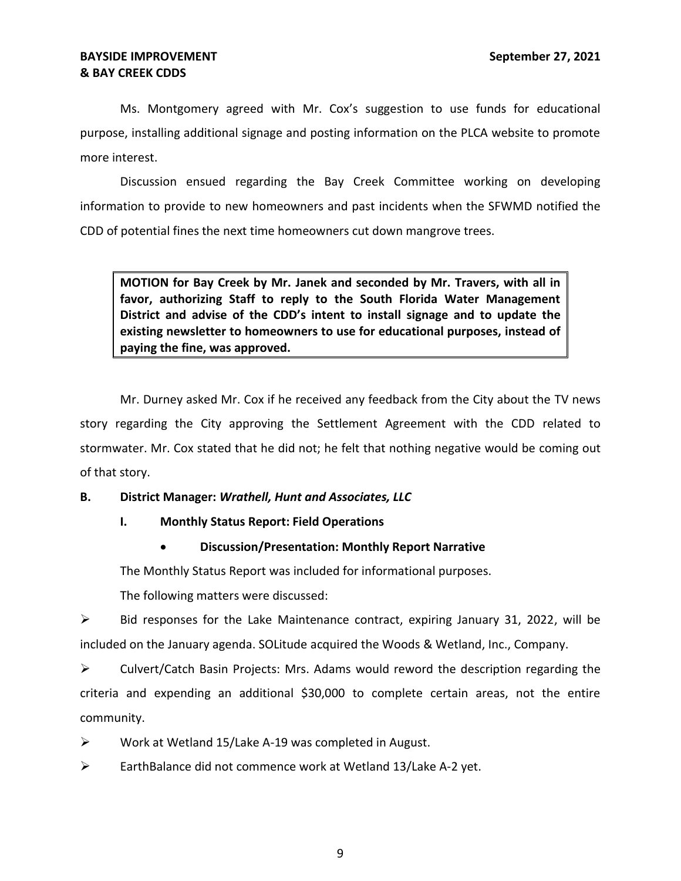Ms. Montgomery agreed with Mr. Cox's suggestion to use funds for educational purpose, installing additional signage and posting information on the PLCA website to promote more interest.

Discussion ensued regarding the Bay Creek Committee working on developing information to provide to new homeowners and past incidents when the SFWMD notified the CDD of potential fines the next time homeowners cut down mangrove trees.

> **MOTION for Bay Creek by Mr. Janek and seconded by Mr. Travers, with all in favor, authorizing Staff to reply to the South Florida Water Management District and advise of the CDD's intent to install signage and to update the existing newsletter to homeowners to use for educational purposes, instead of paying the fine, was approved.**

Mr. Durney asked Mr. Cox if he received any feedback from the City about the TV news story regarding the City approving the Settlement Agreement with the CDD related to stormwater. Mr. Cox stated that he did not; he felt that nothing negative would be coming out of that story.

**B. District Manager: *Wrathell, Hunt and Associates, LLC***

**I. Monthly Status Report: Field Operations**

- **Discussion/Presentation: Monthly Report Narrative**

The Monthly Status Report was included for informational purposes.

The following matters were discussed:

➢ Bid responses for the Lake Maintenance contract, expiring January 31, 2022, will be included on the January agenda. SOLitude acquired the Woods & Wetland, Inc., Company.

➢ Culvert/Catch Basin Projects: Mrs. Adams would reword the description regarding the criteria and expending an additional $30,000 to complete certain areas, not the entire community.

➢ Work at Wetland 15/Lake A-19 was completed in August.

➢ EarthBalance did not commence work at Wetland 13/Lake A-2 yet.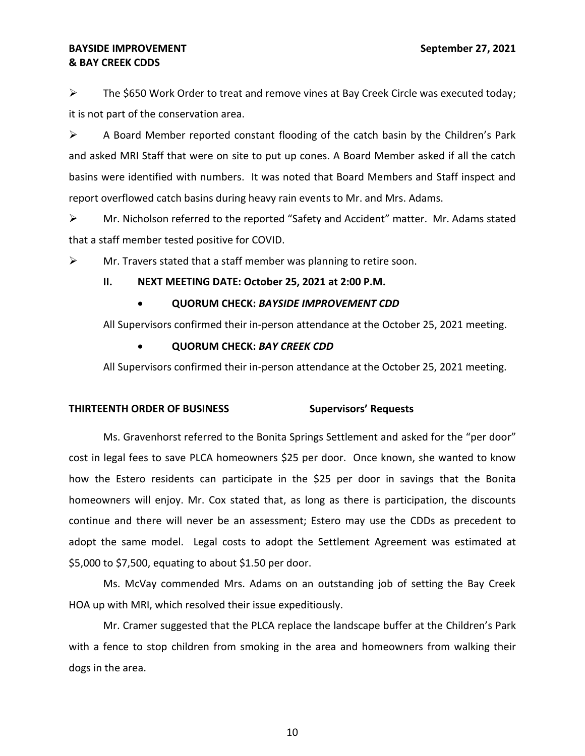- The $650 Work Order to treat and remove vines at Bay Creek Circle was executed today; it is not part of the conservation area.
- A Board Member reported constant flooding of the catch basin by the Children's Park and asked MRI Staff that were on site to put up cones. A Board Member asked if all the catch basins were identified with numbers. It was noted that Board Members and Staff inspect and report overflowed catch basins during heavy rain events to Mr. and Mrs. Adams.
- Mr. Nicholson referred to the reported "Safety and Accident" matter. Mr. Adams stated that a staff member tested positive for COVID.
- Mr. Travers stated that a staff member was planning to retire soon.

**II. NEXT MEETING DATE: October 25, 2021 at 2:00 P.M.**

- **QUORUM CHECK: *BAYSIDE IMPROVEMENT CDD***

All Supervisors confirmed their in-person attendance at the October 25, 2021 meeting.

- **QUORUM CHECK: *BAY CREEK CDD***

All Supervisors confirmed their in-person attendance at the October 25, 2021 meeting.

**THIRTEENTH ORDER OF BUSINESS** **Supervisors' Requests**

Ms. Gravenhorst referred to the Bonita Springs Settlement and asked for the "per door" cost in legal fees to save PLCA homeowners $25 per door. Once known, she wanted to know how the Estero residents can participate in the $25 per door in savings that the Bonita homeowners will enjoy. Mr. Cox stated that, as long as there is participation, the discounts continue and there will never be an assessment; Estero may use the CDDs as precedent to adopt the same model. Legal costs to adopt the Settlement Agreement was estimated at $5,000 to $7,500, equating to about $1.50 per door.

Ms. McVay commended Mrs. Adams on an outstanding job of setting the Bay Creek HOA up with MRI, which resolved their issue expeditiously.

Mr. Cramer suggested that the PLCA replace the landscape buffer at the Children's Park with a fence to stop children from smoking in the area and homeowners from walking their dogs in the area.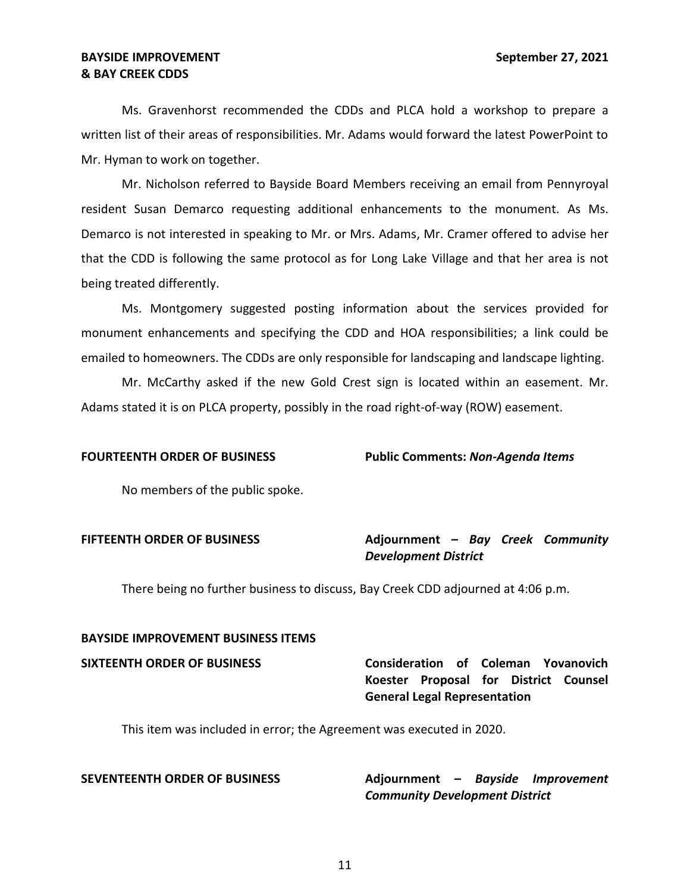Ms. Gravenhorst recommended the CDDs and PLCA hold a workshop to prepare a written list of their areas of responsibilities. Mr. Adams would forward the latest PowerPoint to Mr. Hyman to work on together.

Mr. Nicholson referred to Bayside Board Members receiving an email from Pennyroyal resident Susan Demarco requesting additional enhancements to the monument. As Ms. Demarco is not interested in speaking to Mr. or Mrs. Adams, Mr. Cramer offered to advise her that the CDD is following the same protocol as for Long Lake Village and that her area is not being treated differently.

Ms. Montgomery suggested posting information about the services provided for monument enhancements and specifying the CDD and HOA responsibilities; a link could be emailed to homeowners. The CDDs are only responsible for landscaping and landscape lighting.

Mr. McCarthy asked if the new Gold Crest sign is located within an easement. Mr. Adams stated it is on PLCA property, possibly in the road right-of-way (ROW) easement.

**FOURTEENTH ORDER OF BUSINESS** **Public Comments: *Non-Agenda Items***

No members of the public spoke.

**FIFTEENTH ORDER OF BUSINESS** **Adjournment – *Bay Creek Community Development District***

There being no further business to discuss, Bay Creek CDD adjourned at 4:06 p.m.

**BAYSIDE IMPROVEMENT BUSINESS ITEMS**

**SIXTEENTH ORDER OF BUSINESS** **Consideration of Coleman Yovanovich Koester Proposal for District Counsel General Legal Representation**

This item was included in error; the Agreement was executed in 2020.

**SEVENTEENTH ORDER OF BUSINESS** **Adjournment – *Bayside Improvement Community Development District***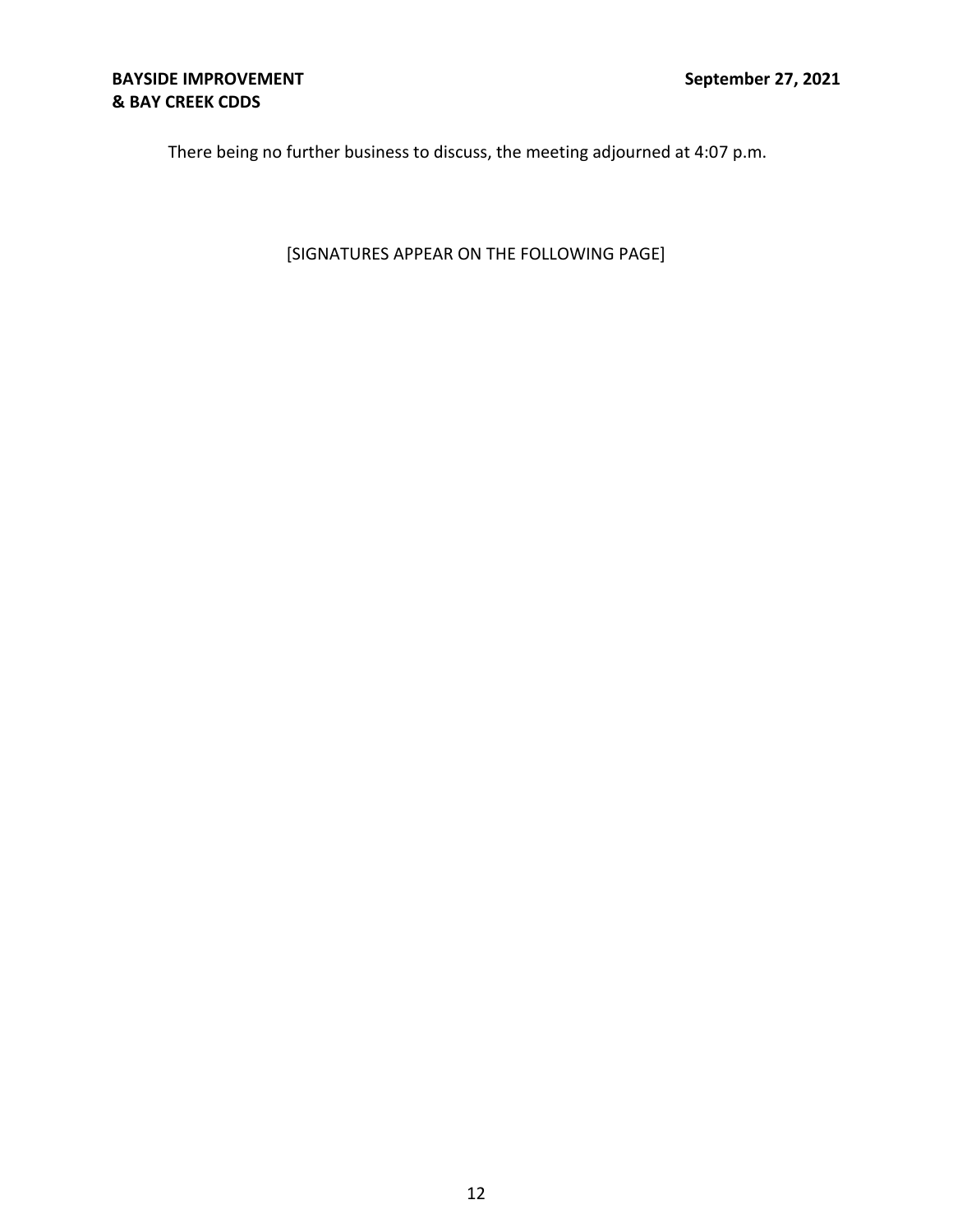There being no further business to discuss, the meeting adjourned at 4:07 p.m.

[SIGNATURES APPEAR ON THE FOLLOWING PAGE]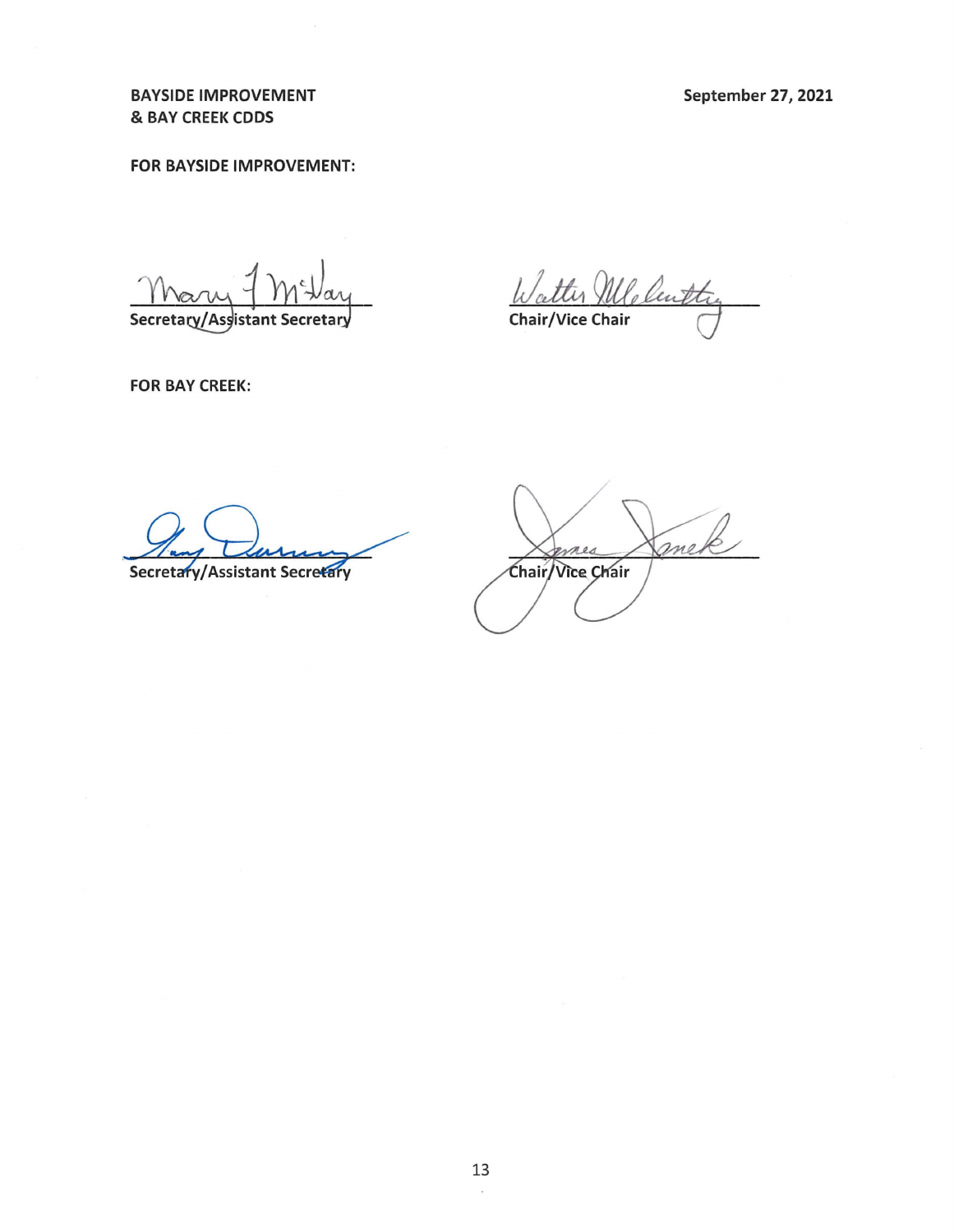**BAYSIDE IMPROVEMENT & BAY CREEK CDDS**

**September 27, 2021**

**FOR BAYSIDE IMPROVEMENT:**

Secretary/Assistant Secretary

Chair/Vice Chair

**FOR BAY CREEK:**

Secretary/Assistant Secretary

Chair/Vice Chair